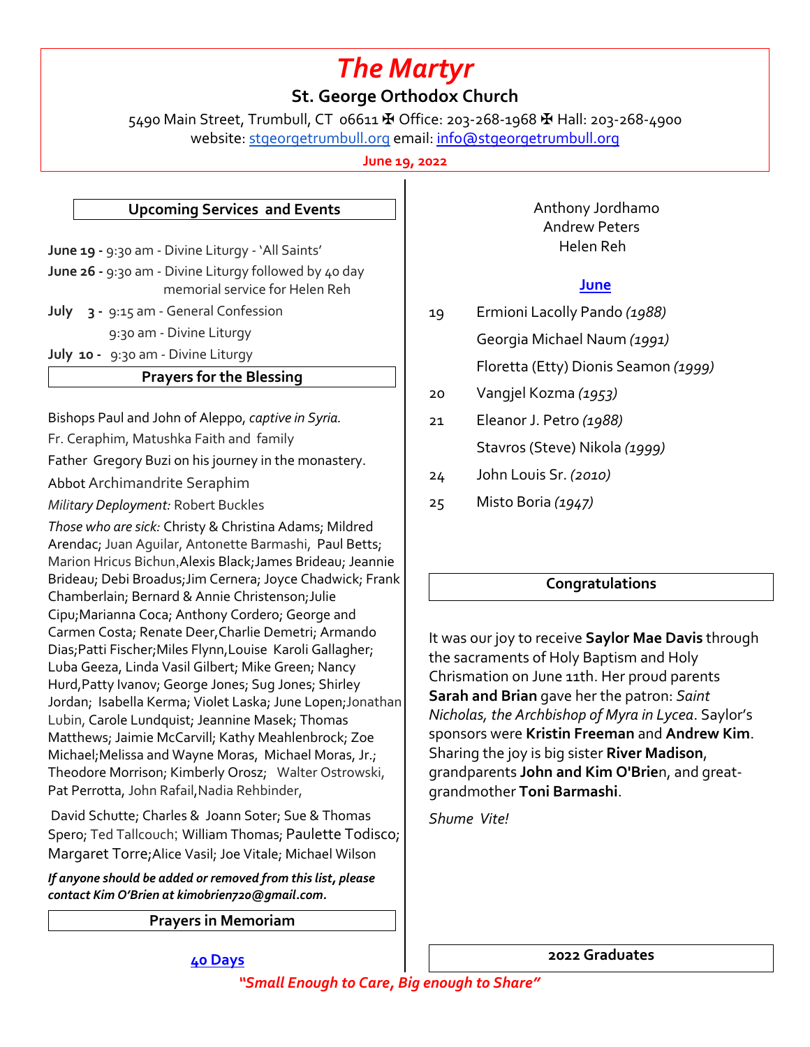# *The Martyr*

## St. George Orthodox Church

5490 Main Street, Trumbull, CT 06611 ✠ Office: 203-268-1968 ✠ Hall: 203-268-4900
website: stgeorgetrumbull.org email: info@stgeorgetrumbull.org

**June 19, 2022**

### Upcoming Services and Events

**June 19 -** 9:30 am - Divine Liturgy - 'All Saints'

**June 26 -** 9:30 am - Divine Liturgy followed by 40 day memorial service for Helen Reh

**July 3 -** 9:15 am - General Confession
9:30 am - Divine Liturgy

**July 10 -** 9:30 am - Divine Liturgy

### Prayers for the Blessing

Bishops Paul and John of Aleppo, *captive in Syria.*

Fr. Ceraphim, Matushka Faith and family

Father Gregory Buzi on his journey in the monastery.

Abbot Archimandrite Seraphim

*Military Deployment:* Robert Buckles

*Those who are sick:* Christy & Christina Adams; Mildred Arendac; Juan Aguilar, Antonette Barmashi, Paul Betts; Marion Hricus Bichun,Alexis Black;James Brideau; Jeannie Brideau; Debi Broadus;Jim Cernera; Joyce Chadwick; Frank Chamberlain; Bernard & Annie Christenson;Julie Cipu;Marianna Coca; Anthony Cordero; George and Carmen Costa; Renate Deer,Charlie Demetri; Armando Dias;Patti Fischer;Miles Flynn,Louise Karoli Gallagher; Luba Geeza, Linda Vasil Gilbert; Mike Green; Nancy Hurd,Patty Ivanov; George Jones; Sug Jones; Shirley Jordan; Isabella Kerma; Violet Laska; June Lopen;Jonathan Lubin, Carole Lundquist; Jeannine Masek; Thomas Matthews; Jaimie McCarvill; Kathy Meahlenbrock; Zoe Michael;Melissa and Wayne Moras, Michael Moras, Jr.; Theodore Morrison; Kimberly Orosz; Walter Ostrowski, Pat Perrotta, John Rafail,Nadia Rehbinder,

David Schutte; Charles & Joann Soter; Sue & Thomas Spero; Ted Tallcouch; William Thomas; Paulette Todisco; Margaret Torre;Alice Vasil; Joe Vitale; Michael Wilson

***If anyone should be added or removed from this list, please contact Kim O'Brien at kimobrien720@gmail.com.***

### Prayers in Memoriam

**40 Days**

Anthony Jordhamo
Andrew Peters
Helen Reh

**June**

| | |
|---|---|
| 19 | Ermioni Lacolly Pando *(1988)* |
| | Georgia Michael Naum *(1991)* |
| | Floretta (Etty) Dionis Seamon *(1999)* |
| 20 | Vangjel Kozma *(1953)* |
| 21 | Eleanor J. Petro *(1988)* |
| | Stavros (Steve) Nikola *(1999)* |
| 24 | John Louis Sr. *(2010)* |
| 25 | Misto Boria *(1947)* |

### Congratulations

It was our joy to receive **Saylor Mae Davis** through the sacraments of Holy Baptism and Holy Chrismation on June 11th. Her proud parents **Sarah and Brian** gave her the patron: *Saint Nicholas, the Archbishop of Myra in Lycea*. Saylor's sponsors were **Kristin Freeman** and **Andrew Kim**. Sharing the joy is big sister **River Madison**, grandparents **John and Kim O'Brie**n, and great-grandmother **Toni Barmashi**.

*Shume Vite!*

### 2022 Graduates

*"Small Enough to Care, Big enough to Share"*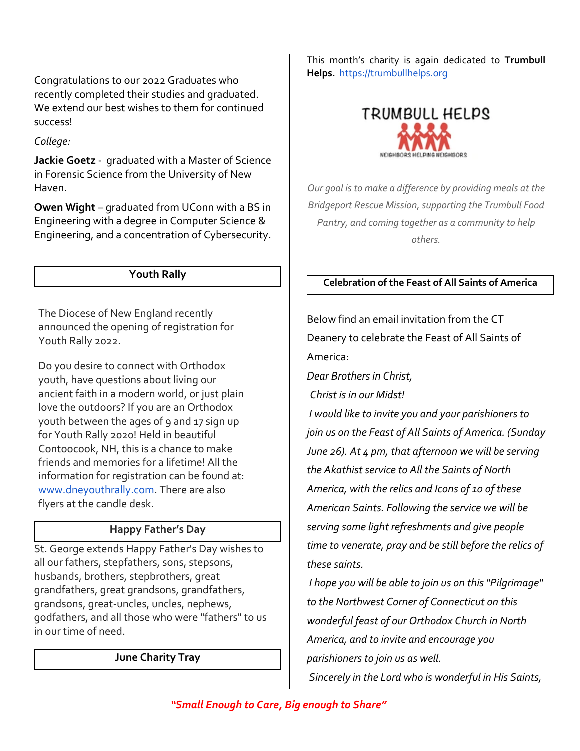Congratulations to our 2022 Graduates who recently completed their studies and graduated. We extend our best wishes to them for continued success!

*College:*

**Jackie Goetz** - graduated with a Master of Science in Forensic Science from the University of New Haven.

**Owen Wight** – graduated from UConn with a BS in Engineering with a degree in Computer Science & Engineering, and a concentration of Cybersecurity.

## Youth Rally

The Diocese of New England recently announced the opening of registration for Youth Rally 2022.

Do you desire to connect with Orthodox youth, have questions about living our ancient faith in a modern world, or just plain love the outdoors? If you are an Orthodox youth between the ages of 9 and 17 sign up for Youth Rally 2020! Held in beautiful Contoocook, NH, this is a chance to make friends and memories for a lifetime! All the information for registration can be found at: www.dneyouthrally.com. There are also flyers at the candle desk.

## Happy Father's Day

St. George extends Happy Father's Day wishes to all our fathers, stepfathers, sons, stepsons, husbands, brothers, stepbrothers, great grandfathers, great grandsons, grandfathers, grandsons, great-uncles, uncles, nephews, godfathers, and all those who were "fathers" to us in our time of need.

## June Charity Tray

This month's charity is again dedicated to **Trumbull Helps.** https://trumbullhelps.org

TRUMBULL HELPS
NEIGHBORS HELPING NEIGHBORS

*Our goal is to make a difference by providing meals at the Bridgeport Rescue Mission, supporting the Trumbull Food Pantry, and coming together as a community to help others.*

## Celebration of the Feast of All Saints of America

Below find an email invitation from the CT Deanery to celebrate the Feast of All Saints of America:

*Dear Brothers in Christ,*

*Christ is in our Midst!*

*I would like to invite you and your parishioners to join us on the Feast of All Saints of America. (Sunday June 26). At 4 pm, that afternoon we will be serving the Akathist service to All the Saints of North America, with the relics and Icons of 10 of these American Saints. Following the service we will be serving some light refreshments and give people time to venerate, pray and be still before the relics of these saints.*

*I hope you will be able to join us on this "Pilgrimage" to the Northwest Corner of Connecticut on this wonderful feast of our Orthodox Church in North America, and to invite and encourage you parishioners to join us as well.*

*Sincerely in the Lord who is wonderful in His Saints,*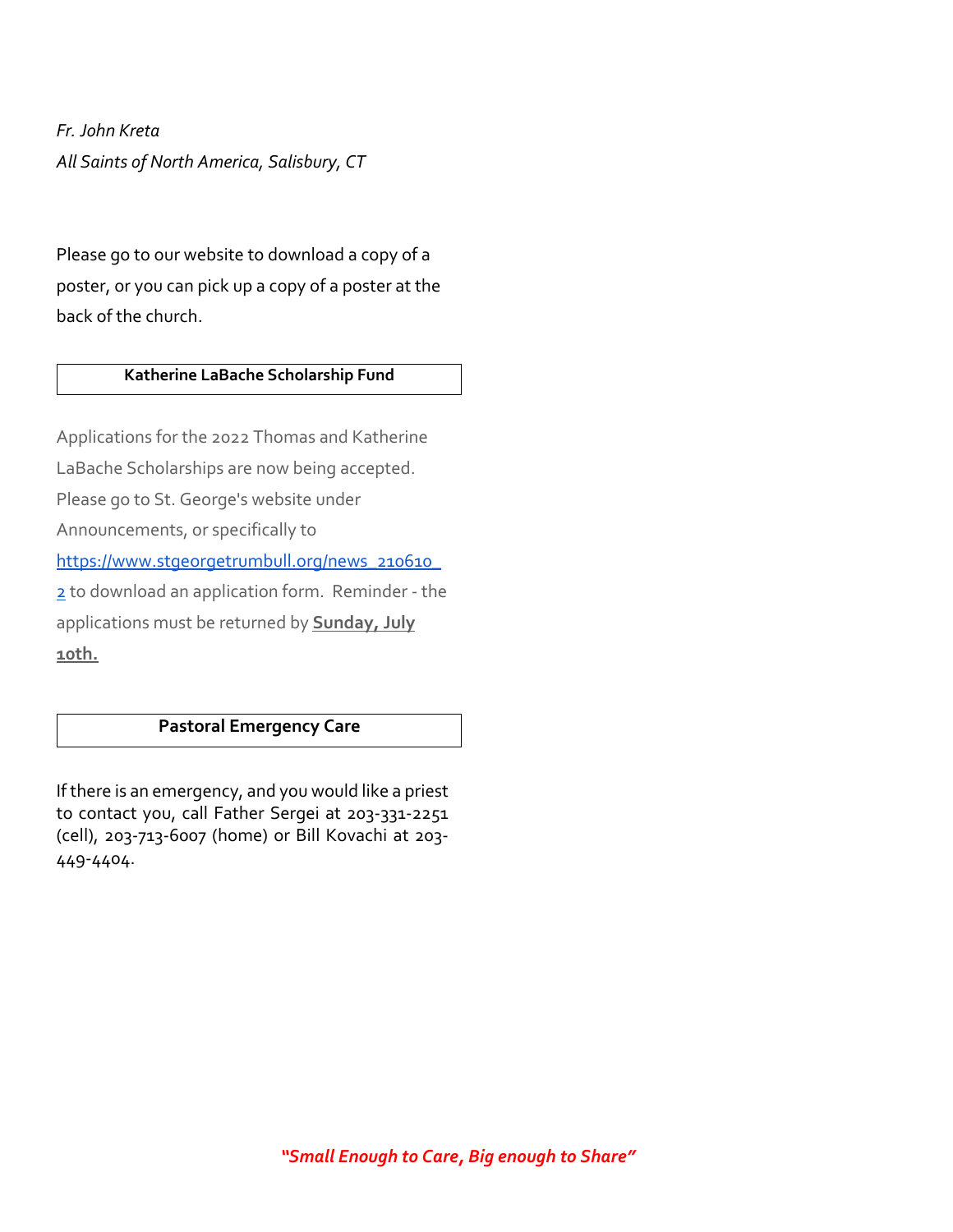*Fr. John Kreta*

*All Saints of North America, Salisbury, CT*

Please go to our website to download a copy of a poster, or you can pick up a copy of a poster at the back of the church.

### Katherine LaBache Scholarship Fund

Applications for the 2022 Thomas and Katherine LaBache Scholarships are now being accepted. Please go to St. George's website under Announcements, or specifically to https://www.stgeorgetrumbull.org/news_210610_2 to download an application form. Reminder - the applications must be returned by **Sunday, July 10th.**

### Pastoral Emergency Care

If there is an emergency, and you would like a priest to contact you, call Father Sergei at 203-331-2251 (cell), 203-713-6007 (home) or Bill Kovachi at 203-449-4404.

***"Small Enough to Care, Big enough to Share"***